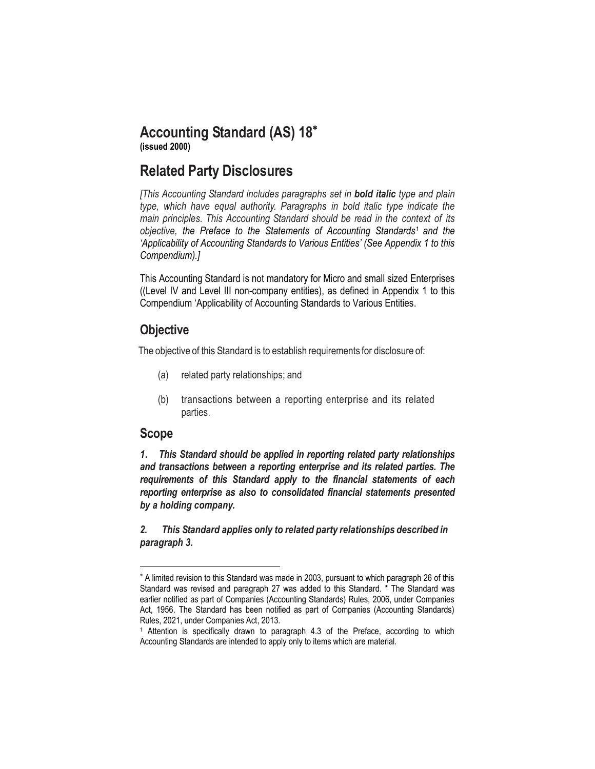# Accounting Standard (AS) 18*

**(issued 2000)**

# Related Party Disclosures

*[This Accounting Standard includes paragraphs set in **bold italic** type and plain type, which have equal authority. Paragraphs in bold italic type indicate the main principles. This Accounting Standard should be read in the context of its objective, the Preface to the Statements of Accounting Standards[1] and the 'Applicability of Accounting Standards to Various Entities' (See Appendix 1 to this Compendium).]*

This Accounting Standard is not mandatory for Micro and small sized Enterprises ((Level IV and Level III non-company entities), as defined in Appendix 1 to this Compendium 'Applicability of Accounting Standards to Various Entities.

## Objective

The objective of this Standard is to establish requirements for disclosure of:

(a) related party relationships; and

(b) transactions between a reporting enterprise and its related parties.

## Scope

***1. This Standard should be applied in reporting related party relationships and transactions between a reporting enterprise and its related parties. The requirements of this Standard apply to the financial statements of each reporting enterprise as also to consolidated financial statements presented by a holding company.***

***2. This Standard applies only to related party relationships described in paragraph 3.***

---

* A limited revision to this Standard was made in 2003, pursuant to which paragraph 26 of this Standard was revised and paragraph 27 was added to this Standard. * The Standard was earlier notified as part of Companies (Accounting Standards) Rules, 2006, under Companies Act, 1956. The Standard has been notified as part of Companies (Accounting Standards) Rules, 2021, under Companies Act, 2013.

[1] Attention is specifically drawn to paragraph 4.3 of the Preface, according to which Accounting Standards are intended to apply only to items which are material.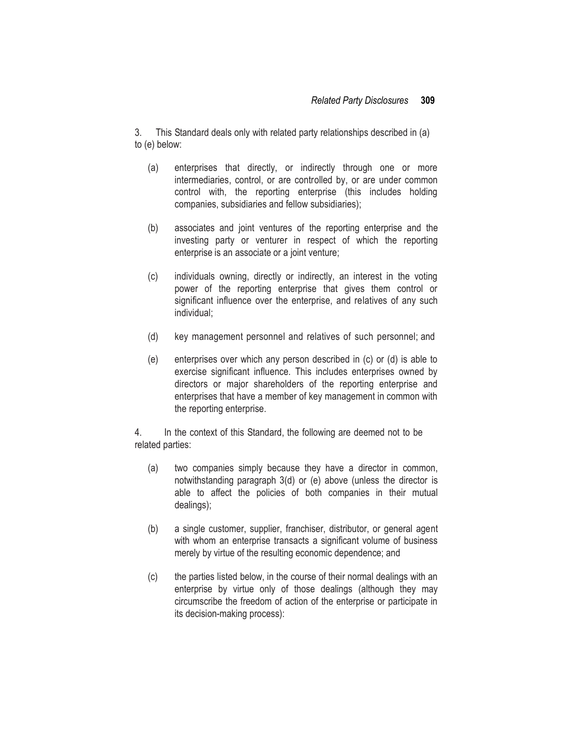3. This Standard deals only with related party relationships described in (a) to (e) below:

(a) enterprises that directly, or indirectly through one or more intermediaries, control, or are controlled by, or are under common control with, the reporting enterprise (this includes holding companies, subsidiaries and fellow subsidiaries);

(b) associates and joint ventures of the reporting enterprise and the investing party or venturer in respect of which the reporting enterprise is an associate or a joint venture;

(c) individuals owning, directly or indirectly, an interest in the voting power of the reporting enterprise that gives them control or significant influence over the enterprise, and relatives of any such individual;

(d) key management personnel and relatives of such personnel; and

(e) enterprises over which any person described in (c) or (d) is able to exercise significant influence. This includes enterprises owned by directors or major shareholders of the reporting enterprise and enterprises that have a member of key management in common with the reporting enterprise.

4. In the context of this Standard, the following are deemed not to be related parties:

(a) two companies simply because they have a director in common, notwithstanding paragraph 3(d) or (e) above (unless the director is able to affect the policies of both companies in their mutual dealings);

(b) a single customer, supplier, franchiser, distributor, or general agent with whom an enterprise transacts a significant volume of business merely by virtue of the resulting economic dependence; and

(c) the parties listed below, in the course of their normal dealings with an enterprise by virtue only of those dealings (although they may circumscribe the freedom of action of the enterprise or participate in its decision-making process):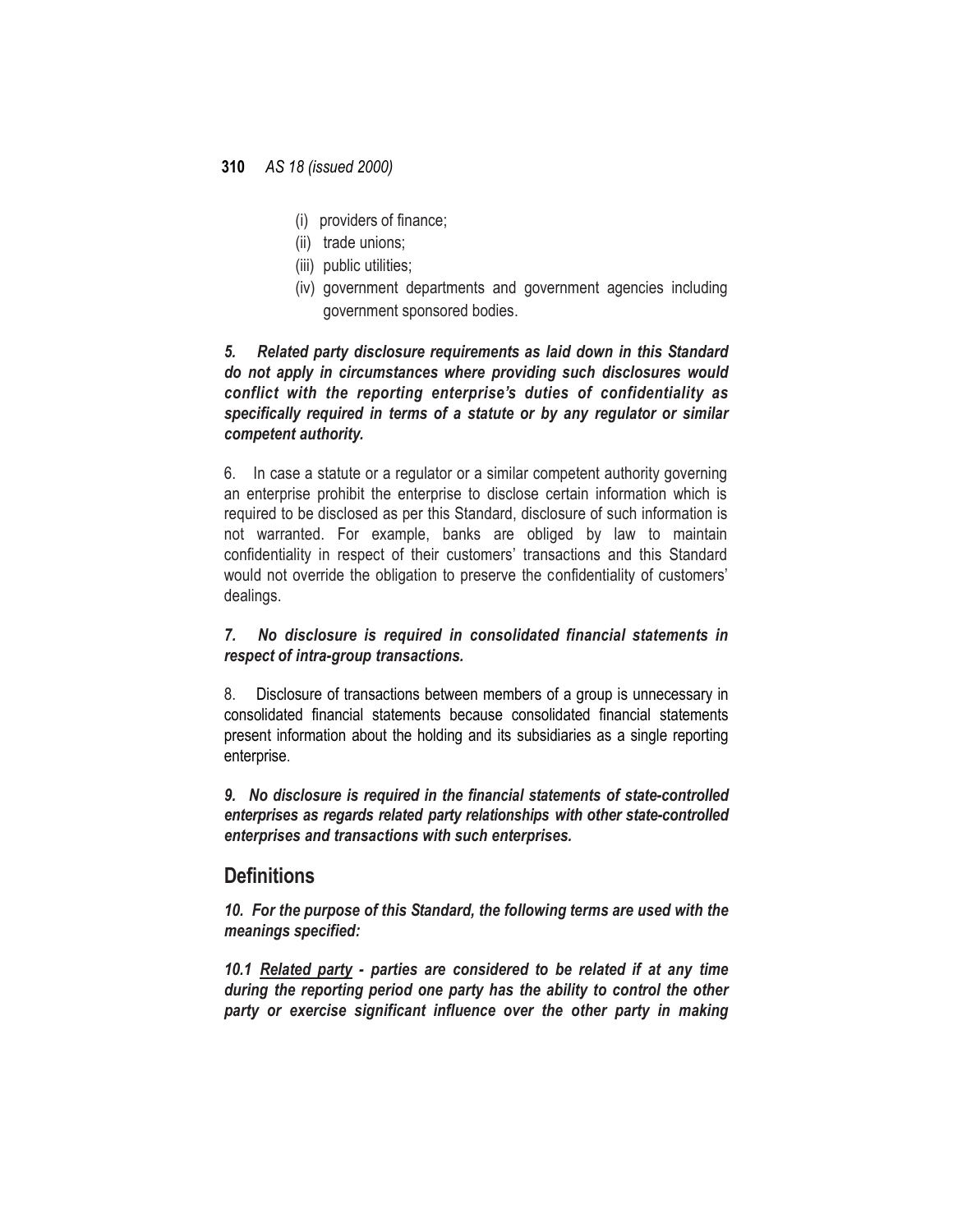(i) providers of finance;

(ii) trade unions;

(iii) public utilities;

(iv) government departments and government agencies including government sponsored bodies.

***5. Related party disclosure requirements as laid down in this Standard do not apply in circumstances where providing such disclosures would conflict with the reporting enterprise's duties of confidentiality as specifically required in terms of a statute or by any regulator or similar competent authority.***

6. In case a statute or a regulator or a similar competent authority governing an enterprise prohibit the enterprise to disclose certain information which is required to be disclosed as per this Standard, disclosure of such information is not warranted. For example, banks are obliged by law to maintain confidentiality in respect of their customers' transactions and this Standard would not override the obligation to preserve the confidentiality of customers' dealings.

***7. No disclosure is required in consolidated financial statements in respect of intra-group transactions.***

8. Disclosure of transactions between members of a group is unnecessary in consolidated financial statements because consolidated financial statements present information about the holding and its subsidiaries as a single reporting enterprise.

***9. No disclosure is required in the financial statements of state-controlled enterprises as regards related party relationships with other state-controlled enterprises and transactions with such enterprises.***

## Definitions

***10. For the purpose of this Standard, the following terms are used with the meanings specified:***

***10.1 <u>Related party</u> - parties are considered to be related if at any time during the reporting period one party has the ability to control the other party or exercise significant influence over the other party in making***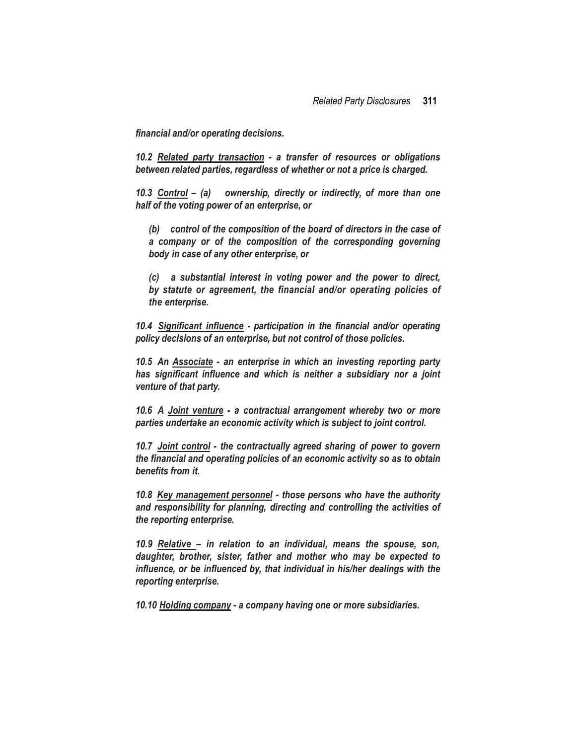***financial and/or operating decisions.***

***10.2 <u>Related party transaction</u> - a transfer of resources or obligations between related parties, regardless of whether or not a price is charged.***

***10.3 <u>Control</u> – (a) ownership, directly or indirectly, of more than one half of the voting power of an enterprise, or***

***(b) control of the composition of the board of directors in the case of a company or of the composition of the corresponding governing body in case of any other enterprise, or***

***(c) a substantial interest in voting power and the power to direct, by statute or agreement, the financial and/or operating policies of the enterprise.***

***10.4 <u>Significant influence</u> - participation in the financial and/or operating policy decisions of an enterprise, but not control of those policies.***

***10.5 An <u>Associate</u> - an enterprise in which an investing reporting party has significant influence and which is neither a subsidiary nor a joint venture of that party.***

***10.6 A <u>Joint venture</u> - a contractual arrangement whereby two or more parties undertake an economic activity which is subject to joint control.***

***10.7 <u>Joint control</u> - the contractually agreed sharing of power to govern the financial and operating policies of an economic activity so as to obtain benefits from it.***

***10.8 <u>Key management personnel</u> - those persons who have the authority and responsibility for planning, directing and controlling the activities of the reporting enterprise.***

***10.9 <u>Relative</u> – in relation to an individual, means the spouse, son, daughter, brother, sister, father and mother who may be expected to influence, or be influenced by, that individual in his/her dealings with the reporting enterprise.***

***10.10 <u>Holding company</u> - a company having one or more subsidiaries.***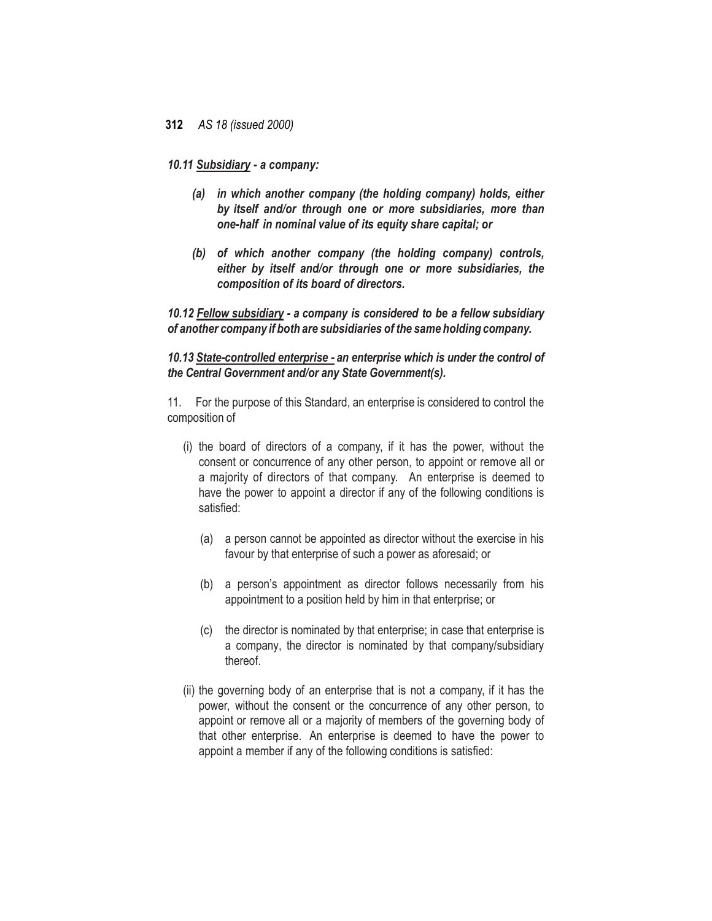***10.11 <u>Subsidiary</u> - a company:***

> ***(a) in which another company (the holding company) holds, either by itself and/or through one or more subsidiaries, more than one-half in nominal value of its equity share capital; or***
>
> ***(b) of which another company (the holding company) controls, either by itself and/or through one or more subsidiaries, the composition of its board of directors.***

***10.12 <u>Fellow subsidiary</u> - a company is considered to be a fellow subsidiary of another company if both are subsidiaries of the same holding company.***

***10.13 <u>State-controlled enterprise</u> - an enterprise which is under the control of the Central Government and/or any State Government(s).***

11. For the purpose of this Standard, an enterprise is considered to control the composition of

(i) the board of directors of a company, if it has the power, without the consent or concurrence of any other person, to appoint or remove all or a majority of directors of that company. An enterprise is deemed to have the power to appoint a director if any of the following conditions is satisfied:

   (a) a person cannot be appointed as director without the exercise in his favour by that enterprise of such a power as aforesaid; or

   (b) a person's appointment as director follows necessarily from his appointment to a position held by him in that enterprise; or

   (c) the director is nominated by that enterprise; in case that enterprise is a company, the director is nominated by that company/subsidiary thereof.

(ii) the governing body of an enterprise that is not a company, if it has the power, without the consent or the concurrence of any other person, to appoint or remove all or a majority of members of the governing body of that other enterprise. An enterprise is deemed to have the power to appoint a member if any of the following conditions is satisfied: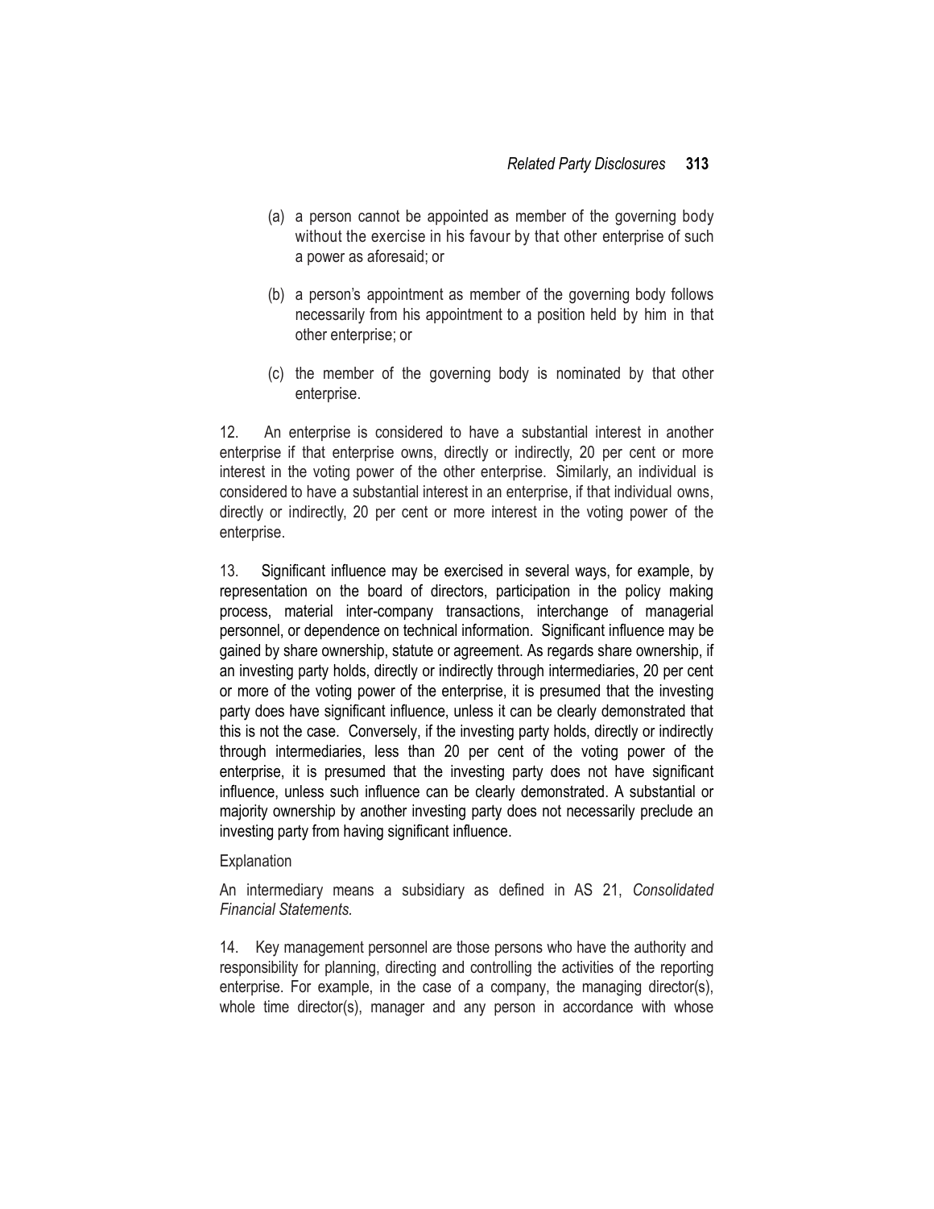(a) a person cannot be appointed as member of the governing body without the exercise in his favour by that other enterprise of such a power as aforesaid; or

(b) a person's appointment as member of the governing body follows necessarily from his appointment to a position held by him in that other enterprise; or

(c) the member of the governing body is nominated by that other enterprise.

12. An enterprise is considered to have a substantial interest in another enterprise if that enterprise owns, directly or indirectly, 20 per cent or more interest in the voting power of the other enterprise. Similarly, an individual is considered to have a substantial interest in an enterprise, if that individual owns, directly or indirectly, 20 per cent or more interest in the voting power of the enterprise.

13. Significant influence may be exercised in several ways, for example, by representation on the board of directors, participation in the policy making process, material inter-company transactions, interchange of managerial personnel, or dependence on technical information. Significant influence may be gained by share ownership, statute or agreement. As regards share ownership, if an investing party holds, directly or indirectly through intermediaries, 20 per cent or more of the voting power of the enterprise, it is presumed that the investing party does have significant influence, unless it can be clearly demonstrated that this is not the case. Conversely, if the investing party holds, directly or indirectly through intermediaries, less than 20 per cent of the voting power of the enterprise, it is presumed that the investing party does not have significant influence, unless such influence can be clearly demonstrated. A substantial or majority ownership by another investing party does not necessarily preclude an investing party from having significant influence.

Explanation

An intermediary means a subsidiary as defined in AS 21, *Consolidated Financial Statements.*

14. Key management personnel are those persons who have the authority and responsibility for planning, directing and controlling the activities of the reporting enterprise. For example, in the case of a company, the managing director(s), whole time director(s), manager and any person in accordance with whose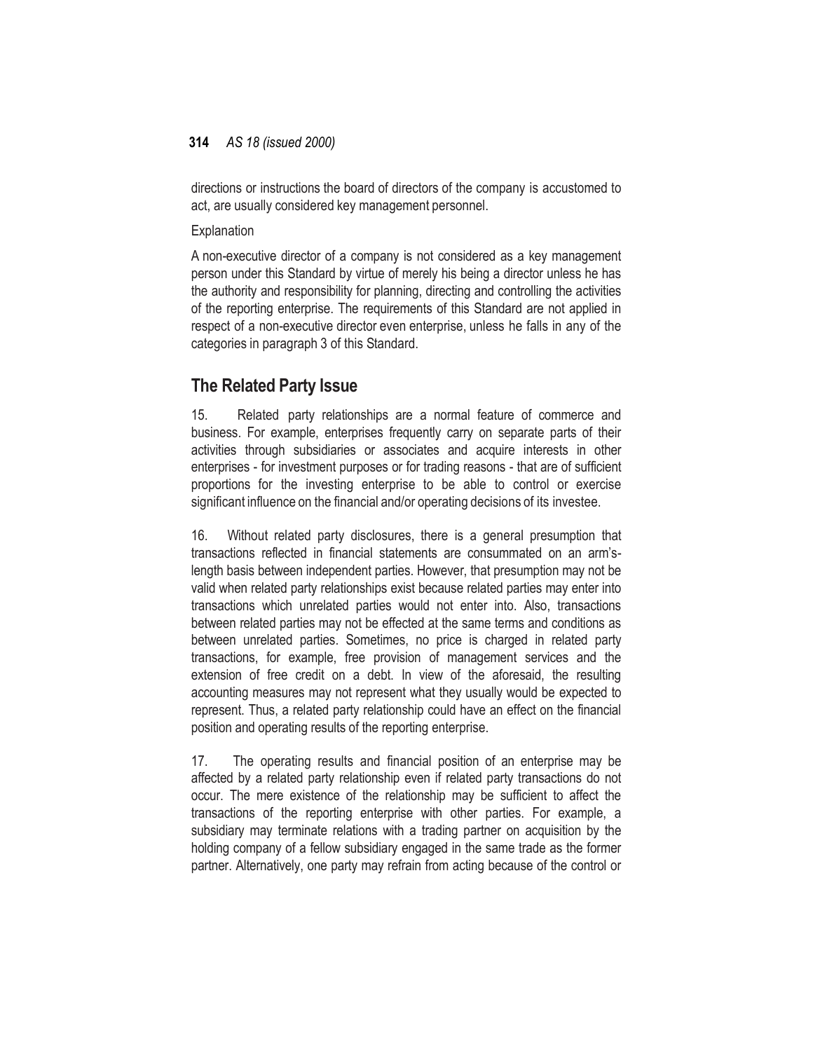directions or instructions the board of directors of the company is accustomed to act, are usually considered key management personnel.

Explanation

A non-executive director of a company is not considered as a key management person under this Standard by virtue of merely his being a director unless he has the authority and responsibility for planning, directing and controlling the activities of the reporting enterprise. The requirements of this Standard are not applied in respect of a non-executive director even enterprise, unless he falls in any of the categories in paragraph 3 of this Standard.

## The Related Party Issue

15. Related party relationships are a normal feature of commerce and business. For example, enterprises frequently carry on separate parts of their activities through subsidiaries or associates and acquire interests in other enterprises - for investment purposes or for trading reasons - that are of sufficient proportions for the investing enterprise to be able to control or exercise significant influence on the financial and/or operating decisions of its investee.

16. Without related party disclosures, there is a general presumption that transactions reflected in financial statements are consummated on an arm's-length basis between independent parties. However, that presumption may not be valid when related party relationships exist because related parties may enter into transactions which unrelated parties would not enter into. Also, transactions between related parties may not be effected at the same terms and conditions as between unrelated parties. Sometimes, no price is charged in related party transactions, for example, free provision of management services and the extension of free credit on a debt. In view of the aforesaid, the resulting accounting measures may not represent what they usually would be expected to represent. Thus, a related party relationship could have an effect on the financial position and operating results of the reporting enterprise.

17. The operating results and financial position of an enterprise may be affected by a related party relationship even if related party transactions do not occur. The mere existence of the relationship may be sufficient to affect the transactions of the reporting enterprise with other parties. For example, a subsidiary may terminate relations with a trading partner on acquisition by the holding company of a fellow subsidiary engaged in the same trade as the former partner. Alternatively, one party may refrain from acting because of the control or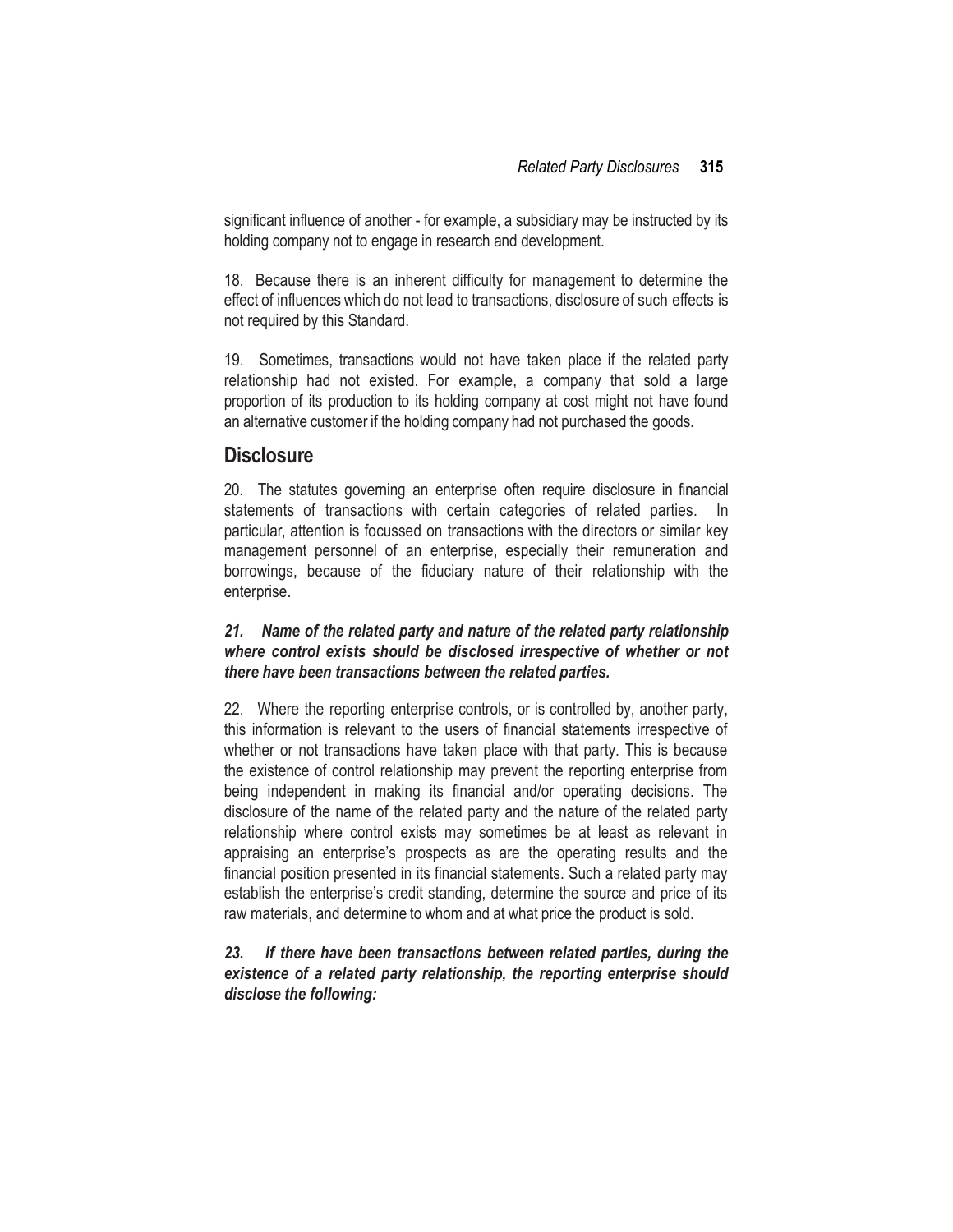significant influence of another - for example, a subsidiary may be instructed by its holding company not to engage in research and development.

18. Because there is an inherent difficulty for management to determine the effect of influences which do not lead to transactions, disclosure of such effects is not required by this Standard.

19. Sometimes, transactions would not have taken place if the related party relationship had not existed. For example, a company that sold a large proportion of its production to its holding company at cost might not have found an alternative customer if the holding company had not purchased the goods.

## Disclosure

20. The statutes governing an enterprise often require disclosure in financial statements of transactions with certain categories of related parties. In particular, attention is focussed on transactions with the directors or similar key management personnel of an enterprise, especially their remuneration and borrowings, because of the fiduciary nature of their relationship with the enterprise.

***21. Name of the related party and nature of the related party relationship where control exists should be disclosed irrespective of whether or not there have been transactions between the related parties.***

22. Where the reporting enterprise controls, or is controlled by, another party, this information is relevant to the users of financial statements irrespective of whether or not transactions have taken place with that party. This is because the existence of control relationship may prevent the reporting enterprise from being independent in making its financial and/or operating decisions. The disclosure of the name of the related party and the nature of the related party relationship where control exists may sometimes be at least as relevant in appraising an enterprise's prospects as are the operating results and the financial position presented in its financial statements. Such a related party may establish the enterprise's credit standing, determine the source and price of its raw materials, and determine to whom and at what price the product is sold.

***23. If there have been transactions between related parties, during the existence of a related party relationship, the reporting enterprise should disclose the following:***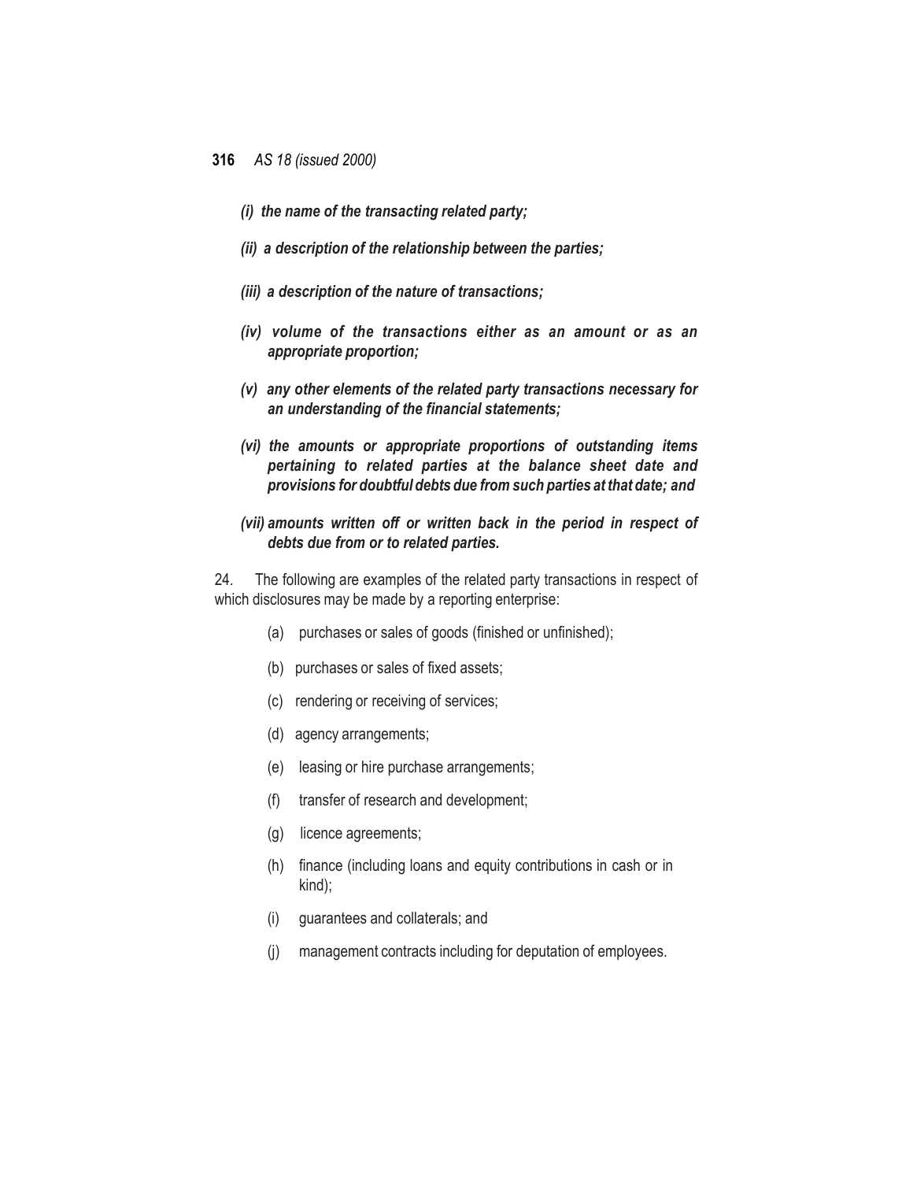*(i) the name of the transacting related party;*

*(ii) a description of the relationship between the parties;*

*(iii) a description of the nature of transactions;*

*(iv) volume of the transactions either as an amount or as an appropriate proportion;*

*(v) any other elements of the related party transactions necessary for an understanding of the financial statements;*

*(vi) the amounts or appropriate proportions of outstanding items pertaining to related parties at the balance sheet date and provisions for doubtful debts due from such parties at that date; and*

*(vii) amounts written off or written back in the period in respect of debts due from or to related parties.*

24. The following are examples of the related party transactions in respect of which disclosures may be made by a reporting enterprise:

(a) purchases or sales of goods (finished or unfinished);

(b) purchases or sales of fixed assets;

(c) rendering or receiving of services;

(d) agency arrangements;

(e) leasing or hire purchase arrangements;

(f) transfer of research and development;

(g) licence agreements;

(h) finance (including loans and equity contributions in cash or in kind);

(i) guarantees and collaterals; and

(j) management contracts including for deputation of employees.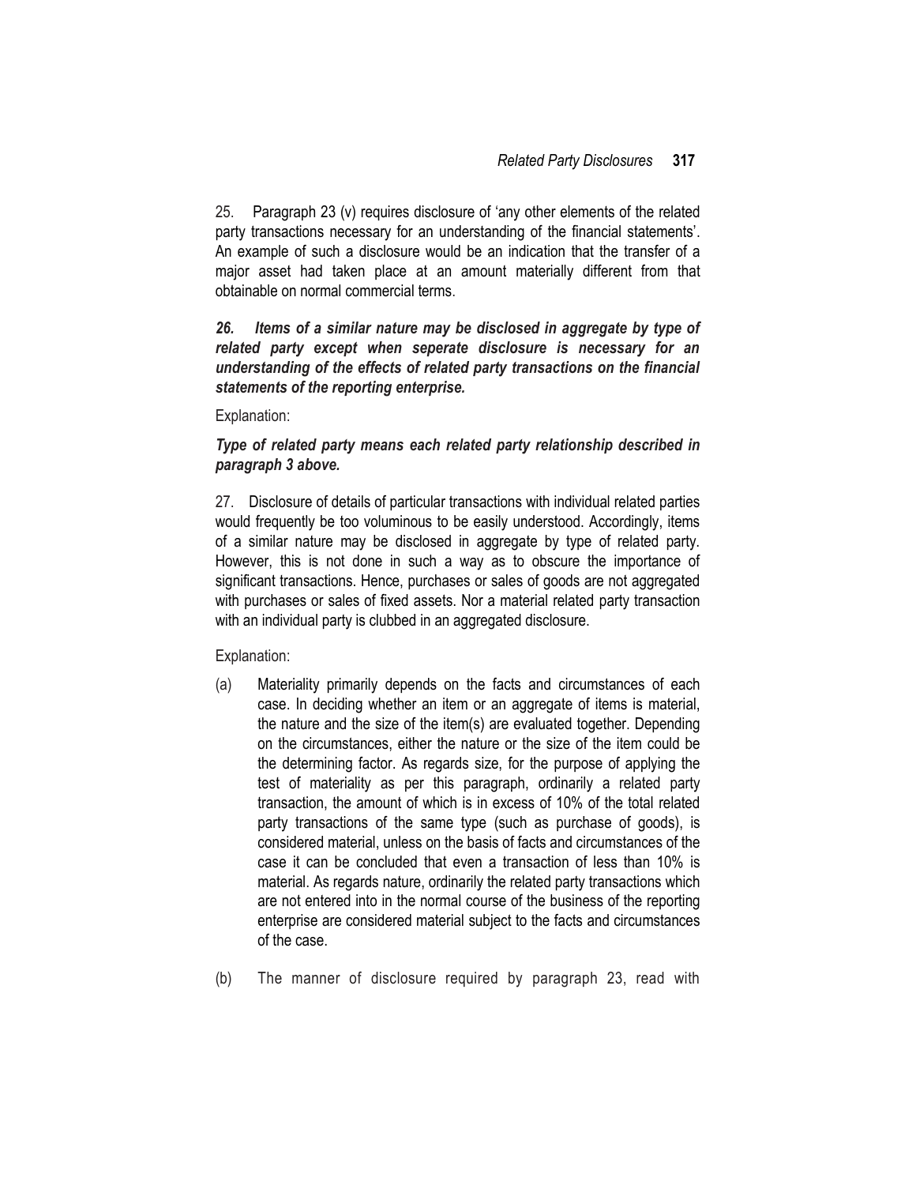25. Paragraph 23 (v) requires disclosure of 'any other elements of the related party transactions necessary for an understanding of the financial statements'. An example of such a disclosure would be an indication that the transfer of a major asset had taken place at an amount materially different from that obtainable on normal commercial terms.

***26. Items of a similar nature may be disclosed in aggregate by type of related party except when seperate disclosure is necessary for an understanding of the effects of related party transactions on the financial statements of the reporting enterprise.***

Explanation:

***Type of related party means each related party relationship described in paragraph 3 above.***

27. Disclosure of details of particular transactions with individual related parties would frequently be too voluminous to be easily understood. Accordingly, items of a similar nature may be disclosed in aggregate by type of related party. However, this is not done in such a way as to obscure the importance of significant transactions. Hence, purchases or sales of goods are not aggregated with purchases or sales of fixed assets. Nor a material related party transaction with an individual party is clubbed in an aggregated disclosure.

Explanation:

(a) Materiality primarily depends on the facts and circumstances of each case. In deciding whether an item or an aggregate of items is material, the nature and the size of the item(s) are evaluated together. Depending on the circumstances, either the nature or the size of the item could be the determining factor. As regards size, for the purpose of applying the test of materiality as per this paragraph, ordinarily a related party transaction, the amount of which is in excess of 10% of the total related party transactions of the same type (such as purchase of goods), is considered material, unless on the basis of facts and circumstances of the case it can be concluded that even a transaction of less than 10% is material. As regards nature, ordinarily the related party transactions which are not entered into in the normal course of the business of the reporting enterprise are considered material subject to the facts and circumstances of the case.

(b) The manner of disclosure required by paragraph 23, read with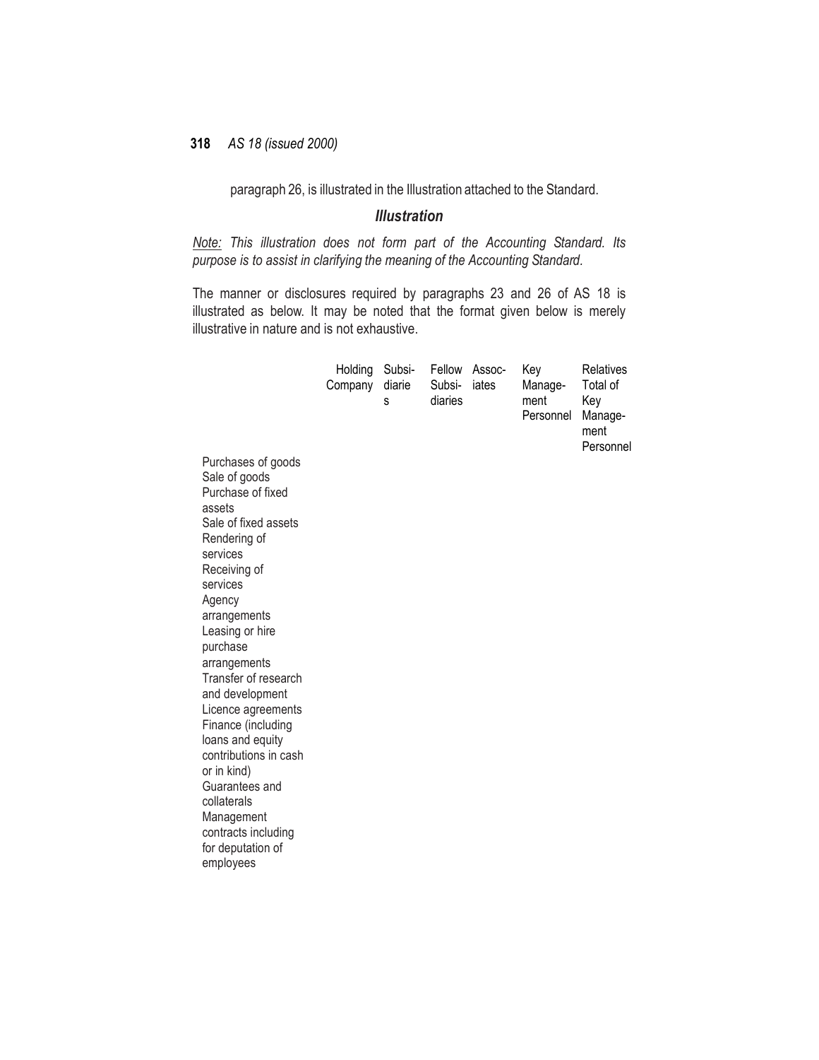paragraph 26, is illustrated in the Illustration attached to the Standard.

## *Illustration*

*Note: This illustration does not form part of the Accounting Standard. Its purpose is to assist in clarifying the meaning of the Accounting Standard.*

The manner or disclosures required by paragraphs 23 and 26 of AS 18 is illustrated as below. It may be noted that the format given below is merely illustrative in nature and is not exhaustive.

| | Holding Company | Subsidiaries | Fellow Subsidiaries | Associates | Key Management Personnel | Relatives of Key Management Personnel | Total |
|---|---|---|---|---|---|---|---|
| Purchases of goods | | | | | | | |
| Sale of goods | | | | | | | |
| Purchase of fixed assets | | | | | | | |
| Sale of fixed assets | | | | | | | |
| Rendering of services | | | | | | | |
| Receiving of services | | | | | | | |
| Agency arrangements | | | | | | | |
| Leasing or hire purchase arrangements | | | | | | | |
| Transfer of research and development | | | | | | | |
| Licence agreements | | | | | | | |
| Finance (including loans and equity contributions in cash or in kind) | | | | | | | |
| Guarantees and collaterals | | | | | | | |
| Management contracts including for deputation of employees | | | | | | | |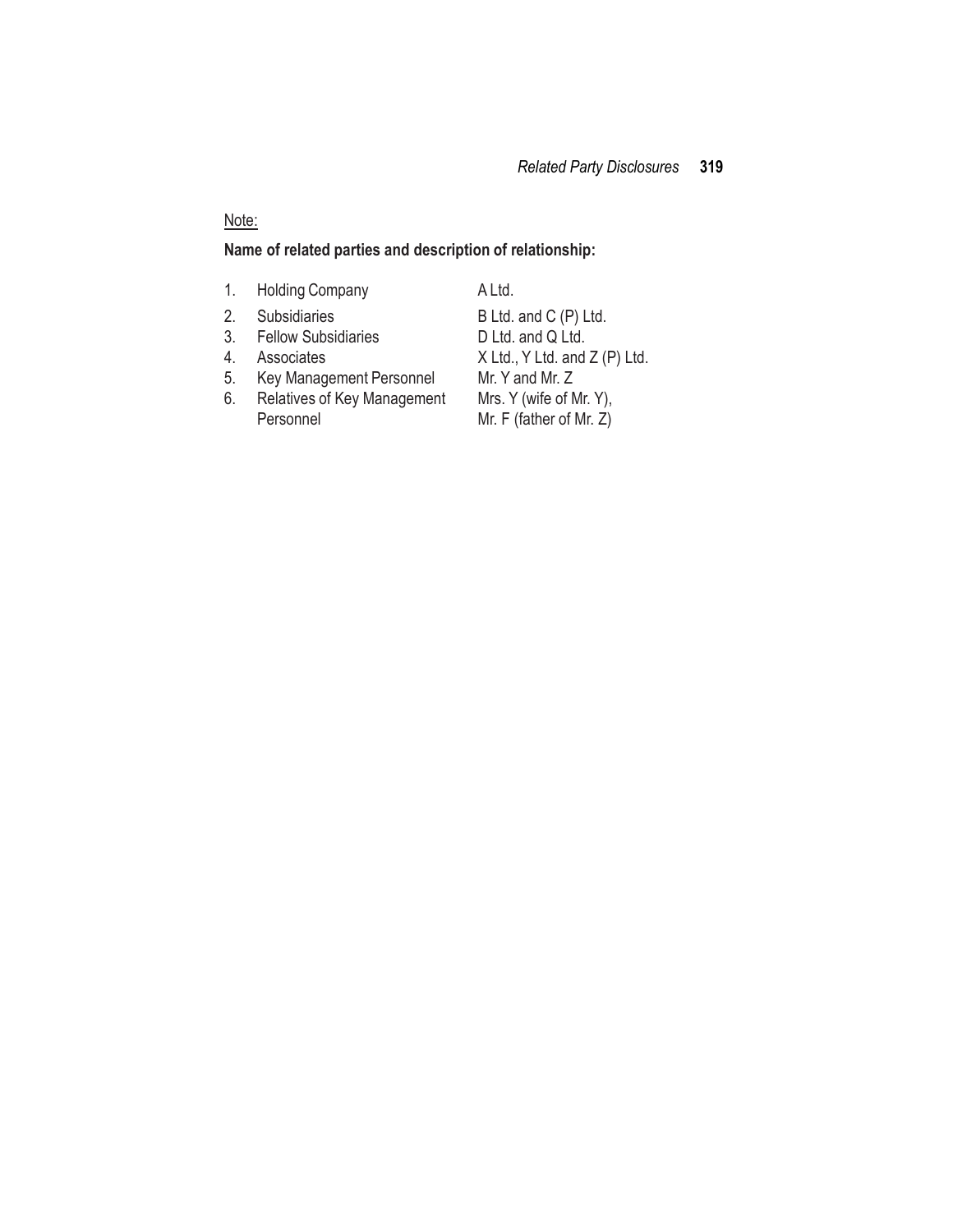Note:

**Name of related parties and description of relationship:**

| | | |
|---|---|---|
| 1. | Holding Company | A Ltd. |
| 2. | Subsidiaries | B Ltd. and C (P) Ltd. |
| 3. | Fellow Subsidiaries | D Ltd. and Q Ltd. |
| 4. | Associates | X Ltd., Y Ltd. and Z (P) Ltd. |
| 5. | Key Management Personnel | Mr. Y and Mr. Z |
| 6. | Relatives of Key Management Personnel | Mrs. Y (wife of Mr. Y), Mr. F (father of Mr. Z) |